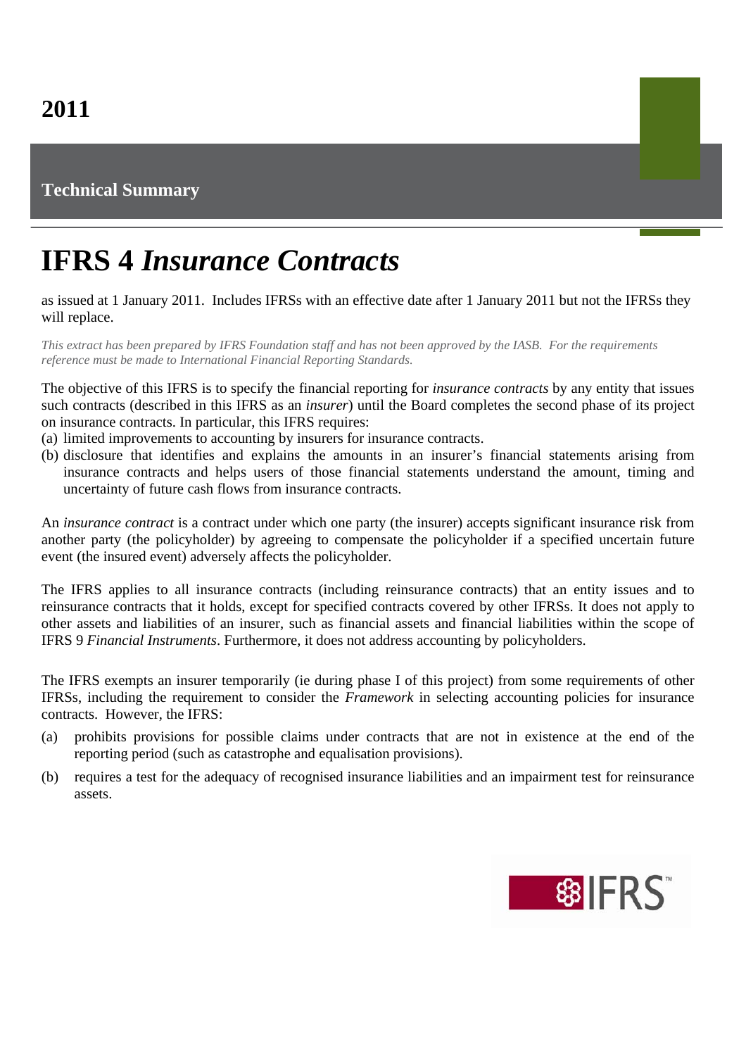**2011**

**Technical Summary**

# IFRS 4 *Insurance Contracts*

as issued at 1 January 2011. Includes IFRSs with an effective date after 1 January 2011 but not the IFRSs they will replace.

*This extract has been prepared by IFRS Foundation staff and has not been approved by the IASB. For the requirements reference must be made to International Financial Reporting Standards.*

The objective of this IFRS is to specify the financial reporting for *insurance contracts* by any entity that issues such contracts (described in this IFRS as an *insurer*) until the Board completes the second phase of its project on insurance contracts. In particular, this IFRS requires:

(a) limited improvements to accounting by insurers for insurance contracts.

(b) disclosure that identifies and explains the amounts in an insurer's financial statements arising from insurance contracts and helps users of those financial statements understand the amount, timing and uncertainty of future cash flows from insurance contracts.

An *insurance contract* is a contract under which one party (the insurer) accepts significant insurance risk from another party (the policyholder) by agreeing to compensate the policyholder if a specified uncertain future event (the insured event) adversely affects the policyholder.

The IFRS applies to all insurance contracts (including reinsurance contracts) that an entity issues and to reinsurance contracts that it holds, except for specified contracts covered by other IFRSs. It does not apply to other assets and liabilities of an insurer, such as financial assets and financial liabilities within the scope of IFRS 9 *Financial Instruments*. Furthermore, it does not address accounting by policyholders.

The IFRS exempts an insurer temporarily (ie during phase I of this project) from some requirements of other IFRSs, including the requirement to consider the *Framework* in selecting accounting policies for insurance contracts. However, the IFRS:

(a) prohibits provisions for possible claims under contracts that are not in existence at the end of the reporting period (such as catastrophe and equalisation provisions).

(b) requires a test for the adequacy of recognised insurance liabilities and an impairment test for reinsurance assets.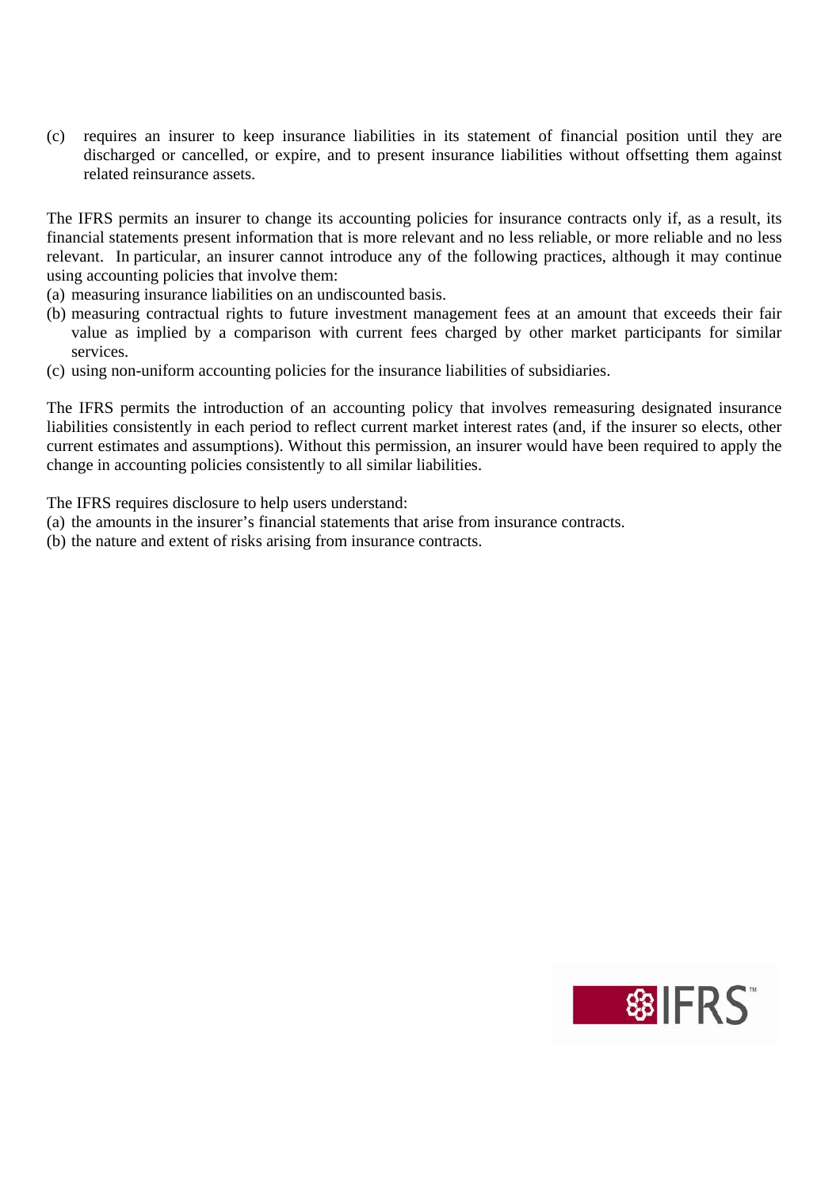(c) requires an insurer to keep insurance liabilities in its statement of financial position until they are discharged or cancelled, or expire, and to present insurance liabilities without offsetting them against related reinsurance assets.

The IFRS permits an insurer to change its accounting policies for insurance contracts only if, as a result, its financial statements present information that is more relevant and no less reliable, or more reliable and no less relevant. In particular, an insurer cannot introduce any of the following practices, although it may continue using accounting policies that involve them:

(a) measuring insurance liabilities on an undiscounted basis.
(b) measuring contractual rights to future investment management fees at an amount that exceeds their fair value as implied by a comparison with current fees charged by other market participants for similar services.
(c) using non-uniform accounting policies for the insurance liabilities of subsidiaries.

The IFRS permits the introduction of an accounting policy that involves remeasuring designated insurance liabilities consistently in each period to reflect current market interest rates (and, if the insurer so elects, other current estimates and assumptions). Without this permission, an insurer would have been required to apply the change in accounting policies consistently to all similar liabilities.

The IFRS requires disclosure to help users understand:

(a) the amounts in the insurer's financial statements that arise from insurance contracts.
(b) the nature and extent of risks arising from insurance contracts.